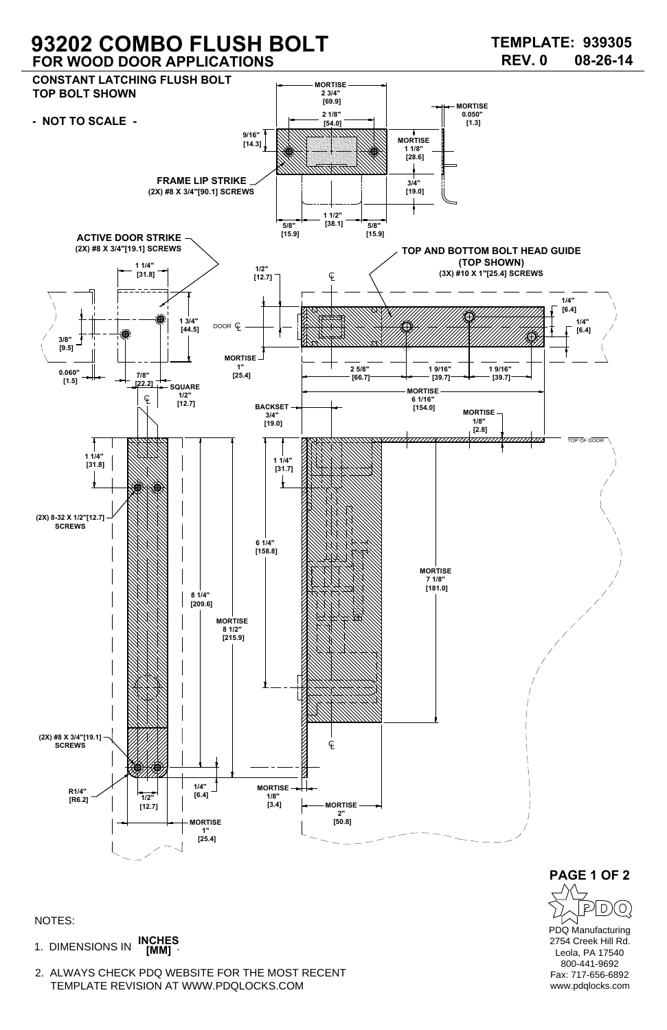# 93202 COMBO FLUSH BOLT
## FOR WOOD DOOR APPLICATIONS

**TEMPLATE: 939305**
**REV. 0 08-26-14**

**CONSTANT LATCHING FLUSH BOLT**
**TOP BOLT SHOWN**

**- NOT TO SCALE -**

**FRAME LIP STRIKE**
(2X) #8 X 3/4"[90.1] SCREWS

MORTISE 2 3/4" [69.9]
2 1/8" [54.0]
9/16" [14.3]
MORTISE 0.050" [1.3]
MORTISE 1 1/8" [28.6]
3/4" [19.0]
1 1/2" [38.1]
5/8" [15.9]
5/8" [15.9]

**ACTIVE DOOR STRIKE**
(2X) #8 X 3/4"[19.1] SCREWS

1 1/4" [31.8]
1 3/4" [44.5]
3/8" [9.5]
0.060" [1.5]
7/8" [22.2]
SQUARE 1/2" [12.7]

**TOP AND BOTTOM BOLT HEAD GUIDE (TOP SHOWN)**
(3X) #10 X 1"[25.4] SCREWS

1/2" [12.7]
DOOR ℄
MORTISE 1" [25.4]
2 5/8" [66.7]
1 9/16" [39.7]
1 9/16" [39.7]
1/4" [6.4]
1/4" [6.4]
MORTISE 6 1/16" [154.0]
BACKSET 3/4" [19.0]
MORTISE 1/8" [2.8]
TOP OF DOOR

1 1/4" [31.8]
(2X) 8-32 X 1/2"[12.7] SCREWS
8 1/4" [209.6]
MORTISE 8 1/2" [215.9]
(2X) #8 X 3/4"[19.1] SCREWS
R1/4" [R6.2]
1/2" [12.7]
1/4" [6.4]
MORTISE 1" [25.4]

1 1/4" [31.7]
6 1/4" [158.8]
MORTISE 7 1/8" [181.0]
MORTISE 1/8" [3.4]
MORTISE 2" [50.8]

NOTES:

1. DIMENSIONS IN INCHES [MM].
2. ALWAYS CHECK PDQ WEBSITE FOR THE MOST RECENT TEMPLATE REVISION AT WWW.PDQLOCKS.COM

PDQ Manufacturing
2754 Creek Hill Rd.
Leola, PA 17540
800-441-9692
Fax: 717-656-6892
www.pdqlocks.com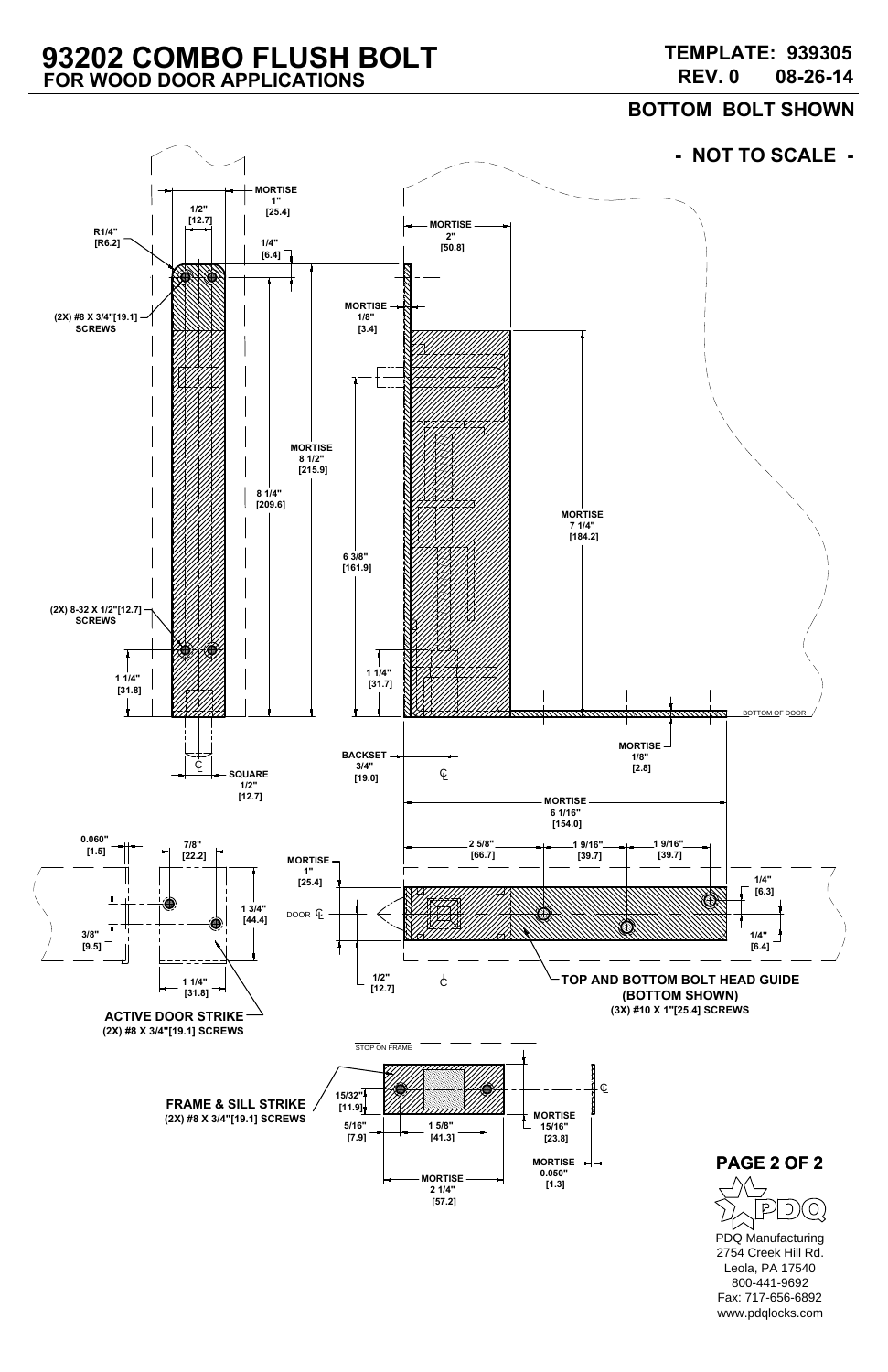# 93202 COMBO FLUSH BOLT

## FOR WOOD DOOR APPLICATIONS

**TEMPLATE: 939305**
**REV. 0 08-26-14**

**BOTTOM BOLT SHOWN**

**- NOT TO SCALE -**

MORTISE 1" [25.4]
1/2" [12.7]
R1/4" [R6.2]
1/4" [6.4]
(2X) #8 X 3/4"[19.1] SCREWS
MORTISE 2" [50.8]
MORTISE 1/8" [3.4]
MORTISE 8 1/2" [215.9]
8 1/4" [209.6]
6 3/8" [161.9]
MORTISE 7 1/4" [184.2]
(2X) 8-32 X 1/2"[12.7] SCREWS
1 1/4" [31.8]
1 1/4" [31.7]
BOTTOM OF DOOR
MORTISE 1/8" [2.8]
BACKSET 3/4" [19.0]
SQUARE 1/2" [12.7]
MORTISE 6 1/16" [154.0]
0.060" [1.5]
7/8" [22.2]
MORTISE 1" [25.4]
2 5/8" [66.7]
1 9/16" [39.7]
1 9/16" [39.7]
1/4" [6.3]
1 3/4" [44.4]
DOOR ℄
3/8" [9.5]
1/4" [6.4]
1 1/4" [31.8]
1/2" [12.7]

**ACTIVE DOOR STRIKE**
**(2X) #8 X 3/4"[19.1] SCREWS**

**TOP AND BOTTOM BOLT HEAD GUIDE**
**(BOTTOM SHOWN)**
**(3X) #10 X 1"[25.4] SCREWS**

STOP ON FRAME

**FRAME & SILL STRIKE**
**(2X) #8 X 3/4"[19.1] SCREWS**

15/32" [11.9]
5/16" [7.9]
1 5/8" [41.3]
MORTISE 15/16" [23.8]
MORTISE 0.050" [1.3]
MORTISE 2 1/4" [57.2]

PDQ Manufacturing
2754 Creek Hill Rd.
Leola, PA 17540
800-441-9692
Fax: 717-656-6892
www.pdqlocks.com